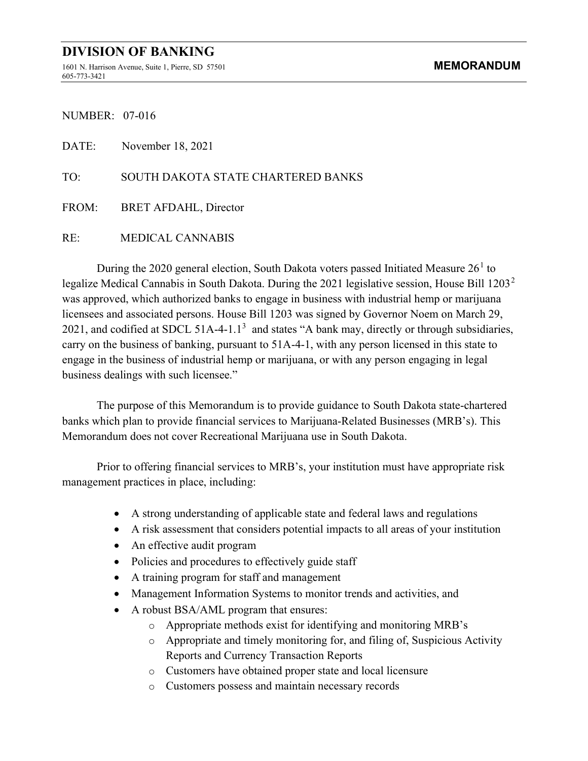# DIVISION OF BANKING

1601 N. Harrison Avenue, Suite 1, Pierre, SD 57501
605-773-3421

**MEMORANDUM**

NUMBER: 07-016

DATE: November 18, 2021

TO: SOUTH DAKOTA STATE CHARTERED BANKS

FROM: BRET AFDAHL, Director

RE: MEDICAL CANNABIS

During the 2020 general election, South Dakota voters passed Initiated Measure 26[1] to legalize Medical Cannabis in South Dakota. During the 2021 legislative session, House Bill 1203[2] was approved, which authorized banks to engage in business with industrial hemp or marijuana licensees and associated persons. House Bill 1203 was signed by Governor Noem on March 29, 2021, and codified at SDCL 51A-4-1.1[3] and states "A bank may, directly or through subsidiaries, carry on the business of banking, pursuant to 51A-4-1, with any person licensed in this state to engage in the business of industrial hemp or marijuana, or with any person engaging in legal business dealings with such licensee."

The purpose of this Memorandum is to provide guidance to South Dakota state-chartered banks which plan to provide financial services to Marijuana-Related Businesses (MRB's). This Memorandum does not cover Recreational Marijuana use in South Dakota.

Prior to offering financial services to MRB's, your institution must have appropriate risk management practices in place, including:

- A strong understanding of applicable state and federal laws and regulations
- A risk assessment that considers potential impacts to all areas of your institution
- An effective audit program
- Policies and procedures to effectively guide staff
- A training program for staff and management
- Management Information Systems to monitor trends and activities, and
- A robust BSA/AML program that ensures:
  - Appropriate methods exist for identifying and monitoring MRB's
  - Appropriate and timely monitoring for, and filing of, Suspicious Activity Reports and Currency Transaction Reports
  - Customers have obtained proper state and local licensure
  - Customers possess and maintain necessary records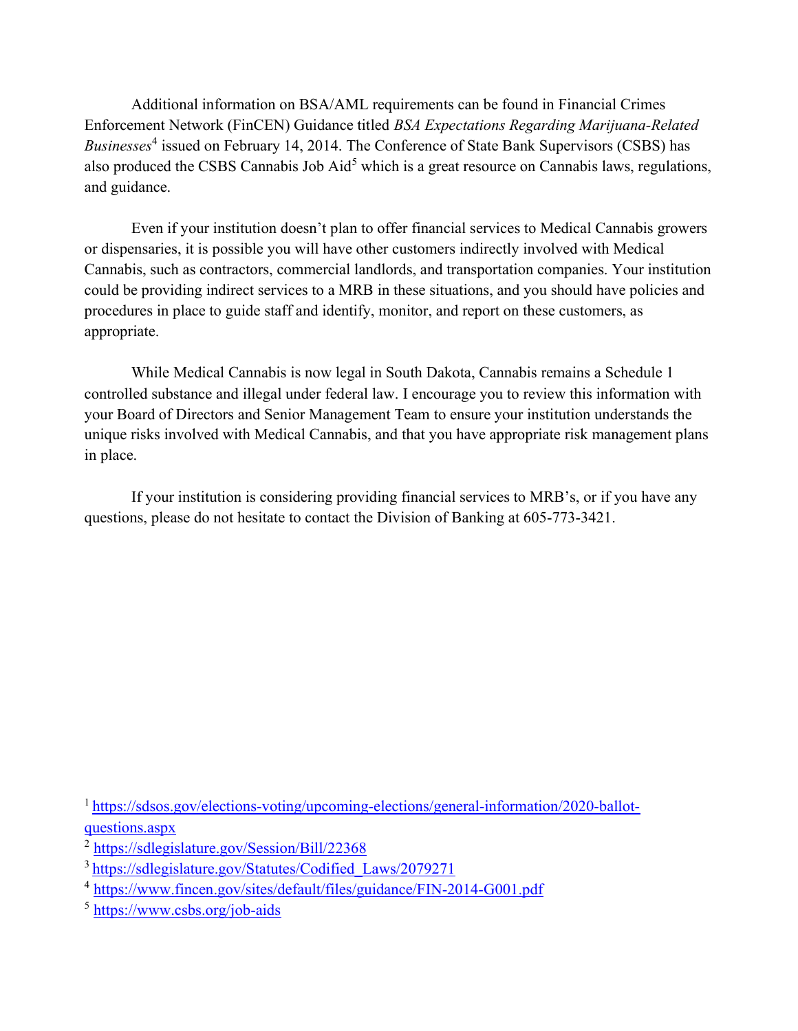Additional information on BSA/AML requirements can be found in Financial Crimes Enforcement Network (FinCEN) Guidance titled *BSA Expectations Regarding Marijuana-Related Businesses*[4] issued on February 14, 2014. The Conference of State Bank Supervisors (CSBS) has also produced the CSBS Cannabis Job Aid[5] which is a great resource on Cannabis laws, regulations, and guidance.

Even if your institution doesn't plan to offer financial services to Medical Cannabis growers or dispensaries, it is possible you will have other customers indirectly involved with Medical Cannabis, such as contractors, commercial landlords, and transportation companies. Your institution could be providing indirect services to a MRB in these situations, and you should have policies and procedures in place to guide staff and identify, monitor, and report on these customers, as appropriate.

While Medical Cannabis is now legal in South Dakota, Cannabis remains a Schedule 1 controlled substance and illegal under federal law. I encourage you to review this information with your Board of Directors and Senior Management Team to ensure your institution understands the unique risks involved with Medical Cannabis, and that you have appropriate risk management plans in place.

If your institution is considering providing financial services to MRB's, or if you have any questions, please do not hesitate to contact the Division of Banking at 605-773-3421.

[1] https://sdsos.gov/elections-voting/upcoming-elections/general-information/2020-ballot-questions.aspx
[2] https://sdlegislature.gov/Session/Bill/22368
[3] https://sdlegislature.gov/Statutes/Codified_Laws/2079271
[4] https://www.fincen.gov/sites/default/files/guidance/FIN-2014-G001.pdf
[5] https://www.csbs.org/job-aids